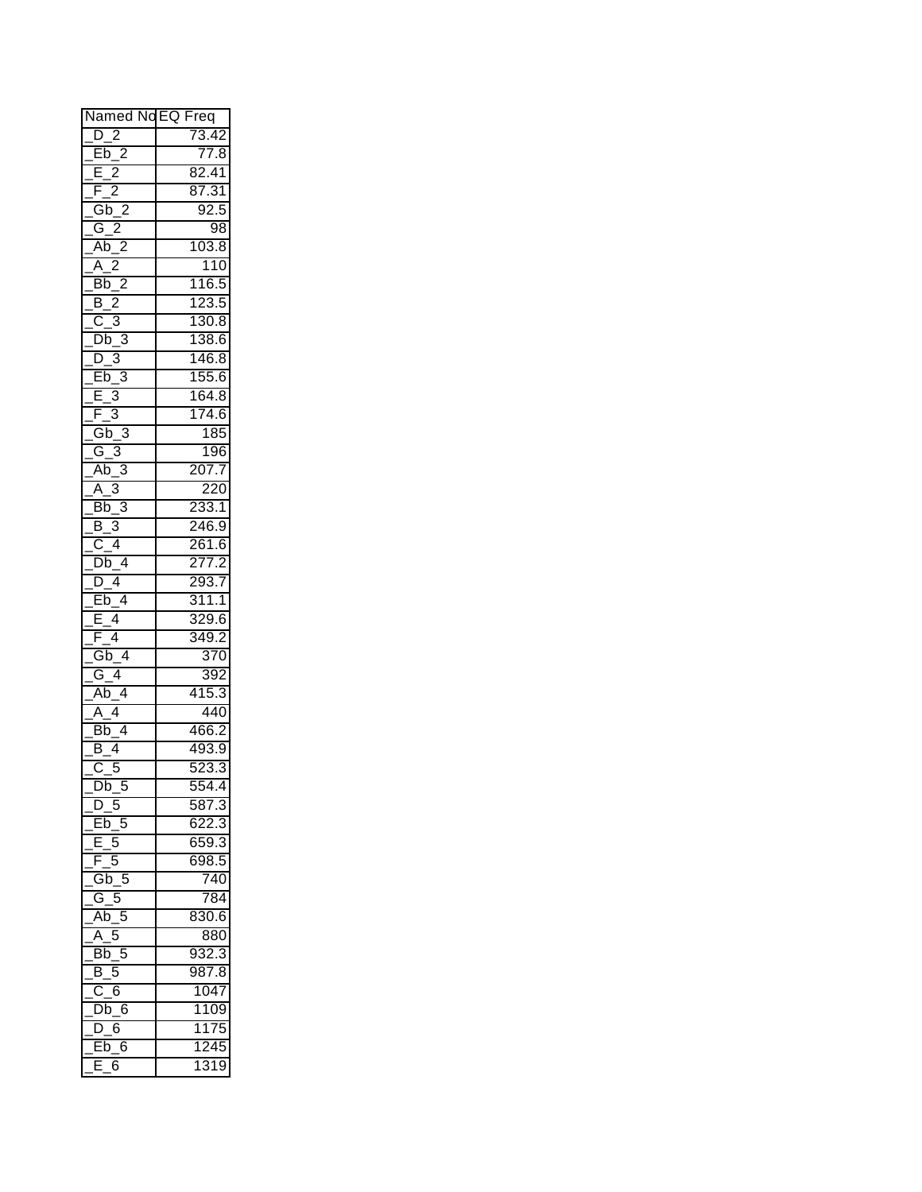| Named No | EQ Freq |
|---|---|
| _D_2 | 73.42 |
| _Eb_2 | 77.8 |
| _E_2 | 82.41 |
| _F_2 | 87.31 |
| _Gb_2 | 92.5 |
| _G_2 | 98 |
| _Ab_2 | 103.8 |
| _A_2 | 110 |
| _Bb_2 | 116.5 |
| _B_2 | 123.5 |
| _C_3 | 130.8 |
| _Db_3 | 138.6 |
| _D_3 | 146.8 |
| _Eb_3 | 155.6 |
| _E_3 | 164.8 |
| _F_3 | 174.6 |
| _Gb_3 | 185 |
| _G_3 | 196 |
| _Ab_3 | 207.7 |
| _A_3 | 220 |
| _Bb_3 | 233.1 |
| _B_3 | 246.9 |
| _C_4 | 261.6 |
| _Db_4 | 277.2 |
| _D_4 | 293.7 |
| _Eb_4 | 311.1 |
| _E_4 | 329.6 |
| _F_4 | 349.2 |
| _Gb_4 | 370 |
| _G_4 | 392 |
| _Ab_4 | 415.3 |
| _A_4 | 440 |
| _Bb_4 | 466.2 |
| _B_4 | 493.9 |
| _C_5 | 523.3 |
| _Db_5 | 554.4 |
| _D_5 | 587.3 |
| _Eb_5 | 622.3 |
| _E_5 | 659.3 |
| _F_5 | 698.5 |
| _Gb_5 | 740 |
| _G_5 | 784 |
| _Ab_5 | 830.6 |
| _A_5 | 880 |
| _Bb_5 | 932.3 |
| _B_5 | 987.8 |
| _C_6 | 1047 |
| _Db_6 | 1109 |
| _D_6 | 1175 |
| _Eb_6 | 1245 |
| _E_6 | 1319 |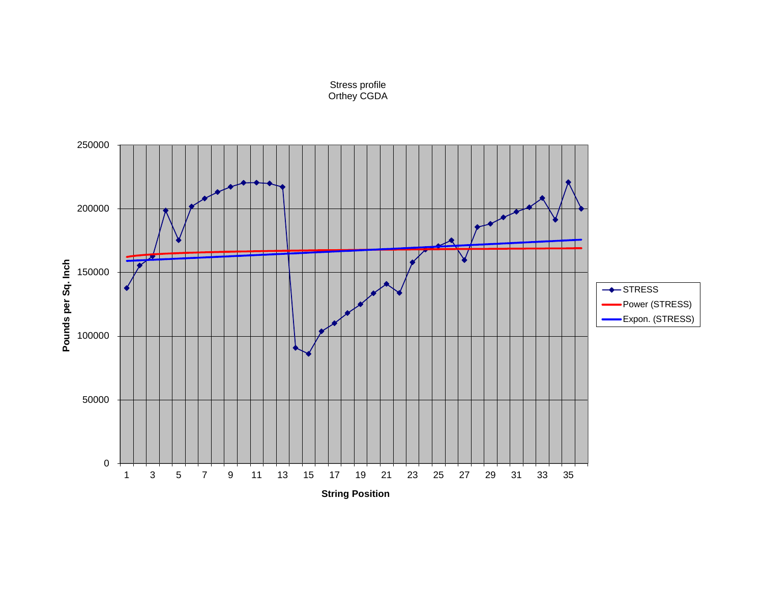Stress profile
Orthey CGDA

Pounds per Sq. Inch

String Position

STRESS

Power (STRESS)

Expon. (STRESS)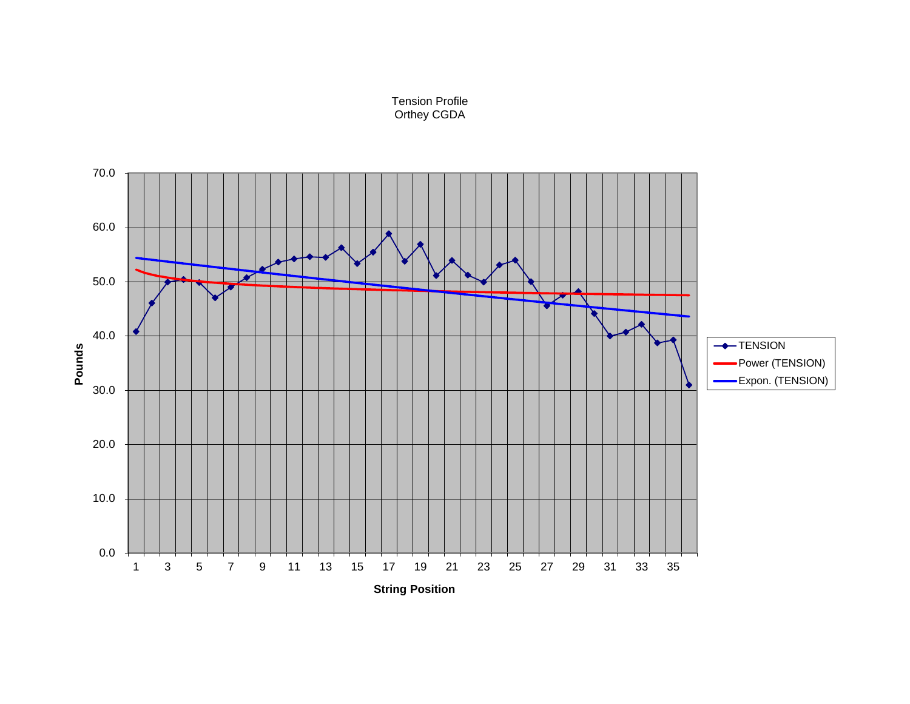Tension Profile
Orthey CGDA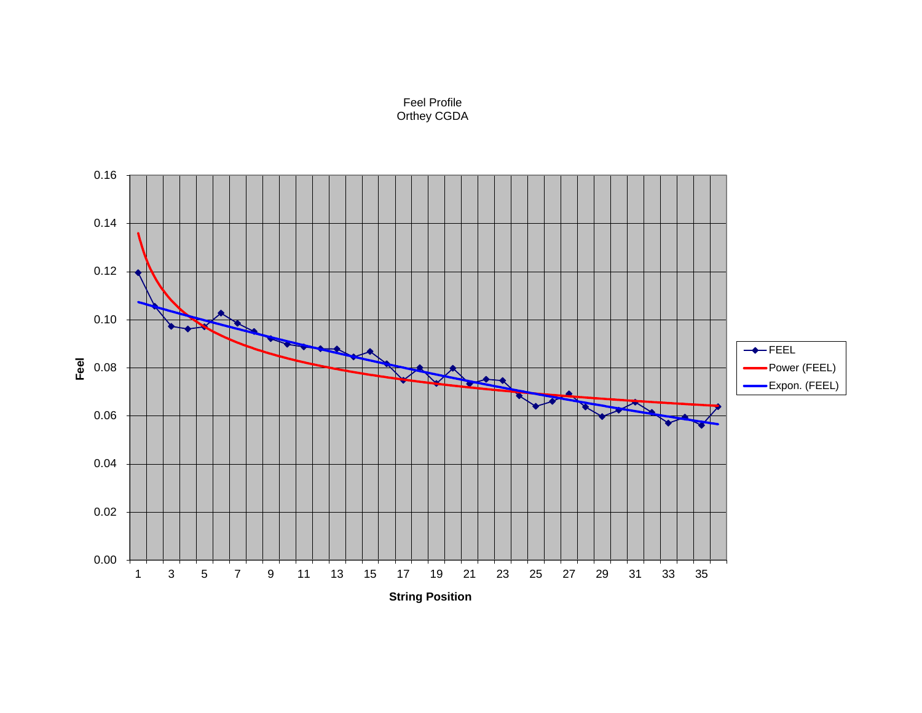Feel Profile
Orthey CGDA

| | |
|---|---|
| Feel | 0.16, 0.14, 0.12, 0.10, 0.08, 0.06, 0.04, 0.02, 0.00 |
| String Position | 1, 3, 5, 7, 9, 11, 13, 15, 17, 19, 21, 23, 25, 27, 29, 31, 33, 35 |

- FEEL
- Power (FEEL)
- Expon. (FEEL)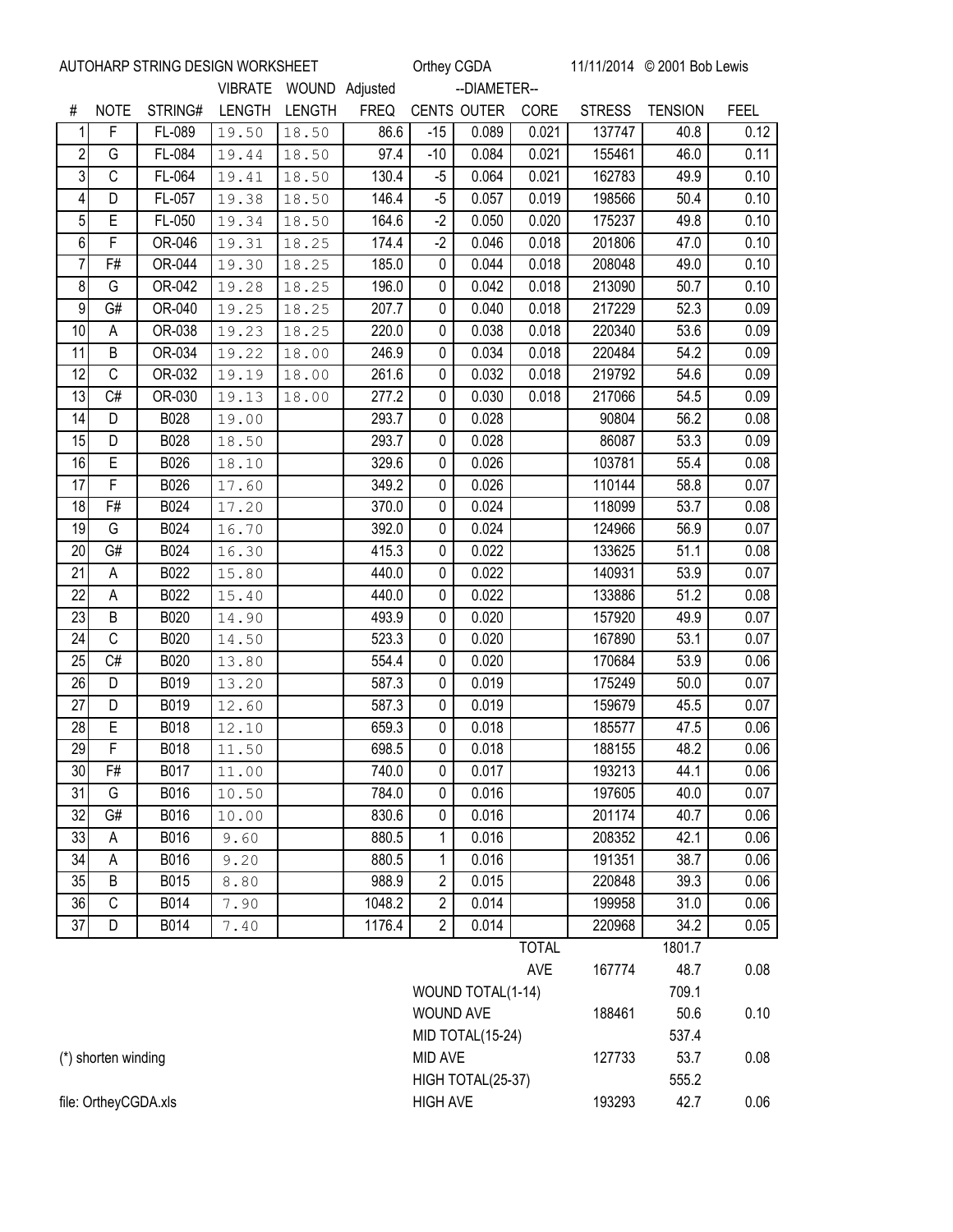AUTOHARP STRING DESIGN WORKSHEET    Orthey CGDA    11/11/2014 © 2001 Bob Lewis

| # | NOTE | STRING# | VIBRATE LENGTH | WOUND LENGTH | Adjusted FREQ | CENTS | --DIAMETER-- OUTER | CORE | STRESS | TENSION | FEEL |
|---|---|---|---|---|---|---|---|---|---|---|---|
| 1 | F | FL-089 | 19.50 | 18.50 | 86.6 | -15 | 0.089 | 0.021 | 137747 | 40.8 | 0.12 |
| 2 | G | FL-084 | 19.44 | 18.50 | 97.4 | -10 | 0.084 | 0.021 | 155461 | 46.0 | 0.11 |
| 3 | C | FL-064 | 19.41 | 18.50 | 130.4 | -5 | 0.064 | 0.021 | 162783 | 49.9 | 0.10 |
| 4 | D | FL-057 | 19.38 | 18.50 | 146.4 | -5 | 0.057 | 0.019 | 198566 | 50.4 | 0.10 |
| 5 | E | FL-050 | 19.34 | 18.50 | 164.6 | -2 | 0.050 | 0.020 | 175237 | 49.8 | 0.10 |
| 6 | F | OR-046 | 19.31 | 18.25 | 174.4 | -2 | 0.046 | 0.018 | 201806 | 47.0 | 0.10 |
| 7 | F# | OR-044 | 19.30 | 18.25 | 185.0 | 0 | 0.044 | 0.018 | 208048 | 49.0 | 0.10 |
| 8 | G | OR-042 | 19.28 | 18.25 | 196.0 | 0 | 0.042 | 0.018 | 213090 | 50.7 | 0.10 |
| 9 | G# | OR-040 | 19.25 | 18.25 | 207.7 | 0 | 0.040 | 0.018 | 217229 | 52.3 | 0.09 |
| 10 | A | OR-038 | 19.23 | 18.25 | 220.0 | 0 | 0.038 | 0.018 | 220340 | 53.6 | 0.09 |
| 11 | B | OR-034 | 19.22 | 18.00 | 246.9 | 0 | 0.034 | 0.018 | 220484 | 54.2 | 0.09 |
| 12 | C | OR-032 | 19.19 | 18.00 | 261.6 | 0 | 0.032 | 0.018 | 219792 | 54.6 | 0.09 |
| 13 | C# | OR-030 | 19.13 | 18.00 | 277.2 | 0 | 0.030 | 0.018 | 217066 | 54.5 | 0.09 |
| 14 | D | B028 | 19.00 | | 293.7 | 0 | 0.028 | | 90804 | 56.2 | 0.08 |
| 15 | D | B028 | 18.50 | | 293.7 | 0 | 0.028 | | 86087 | 53.3 | 0.09 |
| 16 | E | B026 | 18.10 | | 329.6 | 0 | 0.026 | | 103781 | 55.4 | 0.08 |
| 17 | F | B026 | 17.60 | | 349.2 | 0 | 0.026 | | 110144 | 58.8 | 0.07 |
| 18 | F# | B024 | 17.20 | | 370.0 | 0 | 0.024 | | 118099 | 53.7 | 0.08 |
| 19 | G | B024 | 16.70 | | 392.0 | 0 | 0.024 | | 124966 | 56.9 | 0.07 |
| 20 | G# | B024 | 16.30 | | 415.3 | 0 | 0.022 | | 133625 | 51.1 | 0.08 |
| 21 | A | B022 | 15.80 | | 440.0 | 0 | 0.022 | | 140931 | 53.9 | 0.07 |
| 22 | A | B022 | 15.40 | | 440.0 | 0 | 0.022 | | 133886 | 51.2 | 0.08 |
| 23 | B | B020 | 14.90 | | 493.9 | 0 | 0.020 | | 157920 | 49.9 | 0.07 |
| 24 | C | B020 | 14.50 | | 523.3 | 0 | 0.020 | | 167890 | 53.1 | 0.07 |
| 25 | C# | B020 | 13.80 | | 554.4 | 0 | 0.020 | | 170684 | 53.9 | 0.06 |
| 26 | D | B019 | 13.20 | | 587.3 | 0 | 0.019 | | 175249 | 50.0 | 0.07 |
| 27 | D | B019 | 12.60 | | 587.3 | 0 | 0.019 | | 159679 | 45.5 | 0.07 |
| 28 | E | B018 | 12.10 | | 659.3 | 0 | 0.018 | | 185577 | 47.5 | 0.06 |
| 29 | F | B018 | 11.50 | | 698.5 | 0 | 0.018 | | 188155 | 48.2 | 0.06 |
| 30 | F# | B017 | 11.00 | | 740.0 | 0 | 0.017 | | 193213 | 44.1 | 0.06 |
| 31 | G | B016 | 10.50 | | 784.0 | 0 | 0.016 | | 197605 | 40.0 | 0.07 |
| 32 | G# | B016 | 10.00 | | 830.6 | 0 | 0.016 | | 201174 | 40.7 | 0.06 |
| 33 | A | B016 | 9.60 | | 880.5 | 1 | 0.016 | | 208352 | 42.1 | 0.06 |
| 34 | A | B016 | 9.20 | | 880.5 | 1 | 0.016 | | 191351 | 38.7 | 0.06 |
| 35 | B | B015 | 8.80 | | 988.9 | 2 | 0.015 | | 220848 | 39.3 | 0.06 |
| 36 | C | B014 | 7.90 | | 1048.2 | 2 | 0.014 | | 199958 | 31.0 | 0.06 |
| 37 | D | B014 | 7.40 | | 1176.4 | 2 | 0.014 | | 220968 | 34.2 | 0.05 |
| | | | | | | | | TOTAL | | 1801.7 | |
| | | | | | | | | AVE | 167774 | 48.7 | 0.08 |
| | | | | | | WOUND TOTAL(1-14) | | | | 709.1 | |
| | | | | | | WOUND AVE | | | 188461 | 50.6 | 0.10 |
| | | | | | | MID TOTAL(15-24) | | | | 537.4 | |
| | | | | | | MID AVE | | | 127733 | 53.7 | 0.08 |
| | | | | | | HIGH TOTAL(25-37) | | | | 555.2 | |
| | | | | | | HIGH AVE | | | 193293 | 42.7 | 0.06 |

(*) shorten winding

file: OrtheyCGDA.xls